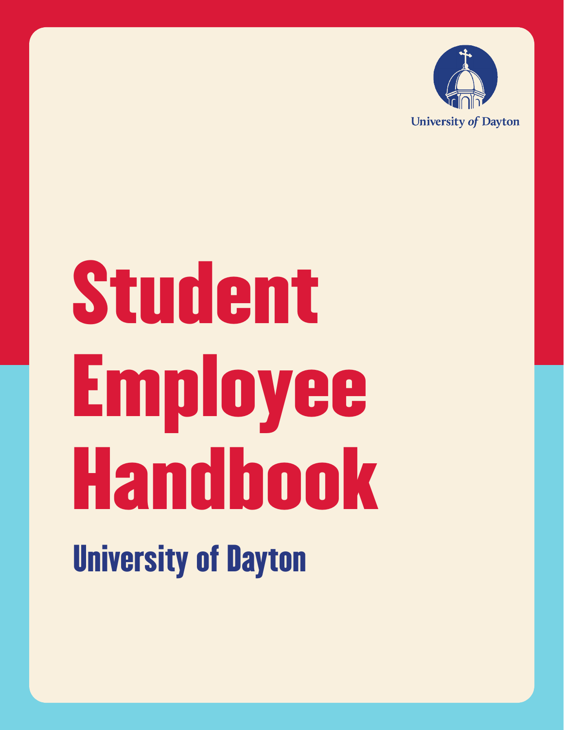University of Dayton

# Student Employee Handbook

## University of Dayton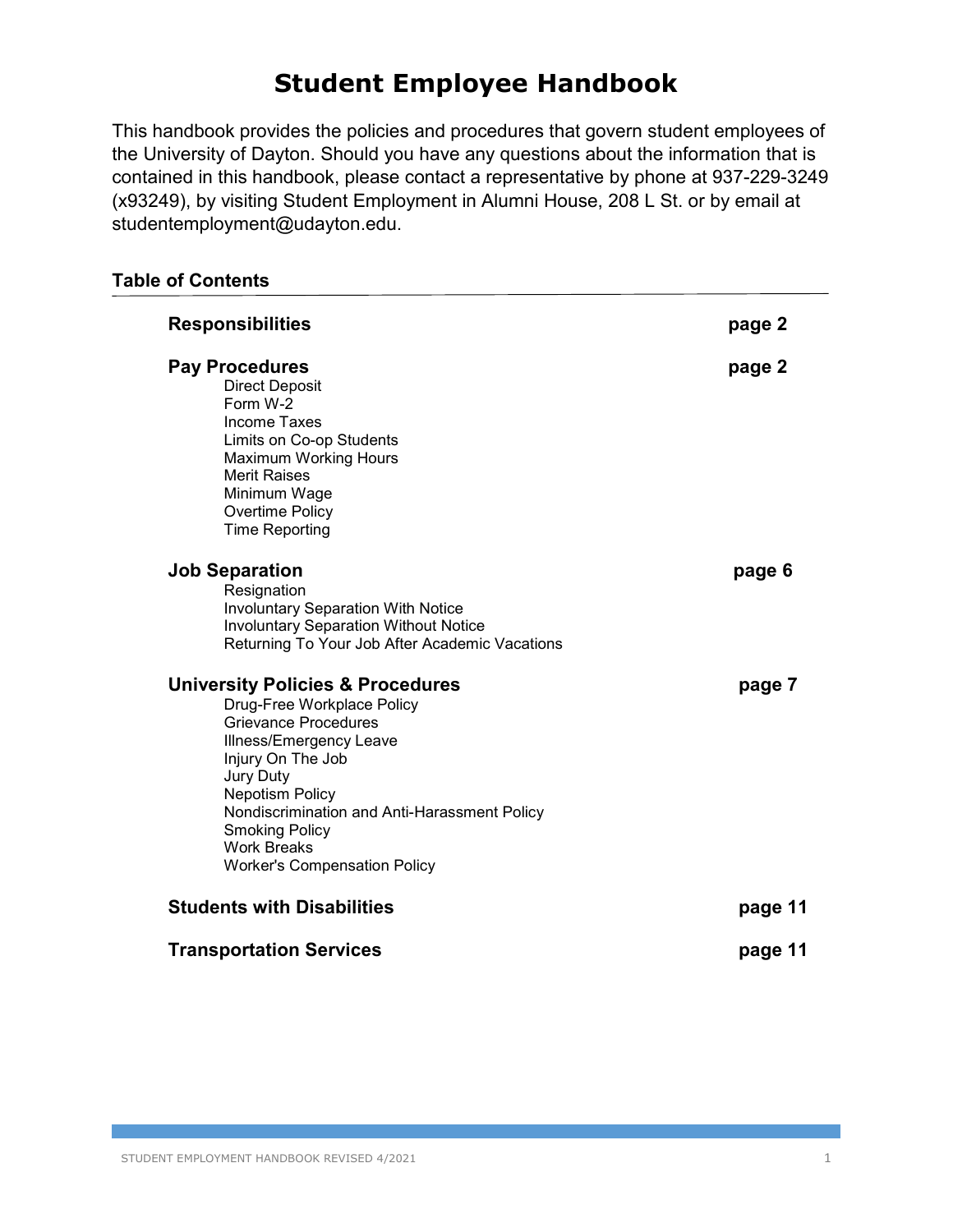# Student Employee Handbook

This handbook provides the policies and procedures that govern student employees of the University of Dayton. Should you have any questions about the information that is contained in this handbook, please contact a representative by phone at 937-229-3249 (x93249), by visiting Student Employment in Alumni House, 208 L St. or by email at studentemployment@udayton.edu.

## Table of Contents

**Responsibilities** — page 2

**Pay Procedures** — page 2
- Direct Deposit
- Form W-2
- Income Taxes
- Limits on Co-op Students
- Maximum Working Hours
- Merit Raises
- Minimum Wage
- Overtime Policy
- Time Reporting

**Job Separation** — page 6
- Resignation
- Involuntary Separation With Notice
- Involuntary Separation Without Notice
- Returning To Your Job After Academic Vacations

**University Policies & Procedures** — page 7
- Drug-Free Workplace Policy
- Grievance Procedures
- Illness/Emergency Leave
- Injury On The Job
- Jury Duty
- Nepotism Policy
- Nondiscrimination and Anti-Harassment Policy
- Smoking Policy
- Work Breaks
- Worker's Compensation Policy

**Students with Disabilities** — page 11

**Transportation Services** — page 11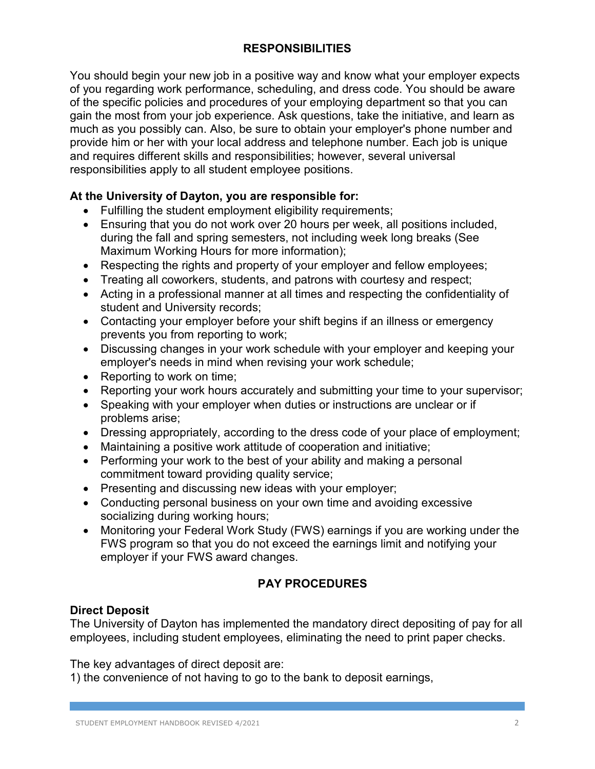## RESPONSIBILITIES

You should begin your new job in a positive way and know what your employer expects of you regarding work performance, scheduling, and dress code. You should be aware of the specific policies and procedures of your employing department so that you can gain the most from your job experience. Ask questions, take the initiative, and learn as much as you possibly can. Also, be sure to obtain your employer's phone number and provide him or her with your local address and telephone number. Each job is unique and requires different skills and responsibilities; however, several universal responsibilities apply to all student employee positions.

### At the University of Dayton, you are responsible for:

- Fulfilling the student employment eligibility requirements;
- Ensuring that you do not work over 20 hours per week, all positions included, during the fall and spring semesters, not including week long breaks (See Maximum Working Hours for more information);
- Respecting the rights and property of your employer and fellow employees;
- Treating all coworkers, students, and patrons with courtesy and respect;
- Acting in a professional manner at all times and respecting the confidentiality of student and University records;
- Contacting your employer before your shift begins if an illness or emergency prevents you from reporting to work;
- Discussing changes in your work schedule with your employer and keeping your employer's needs in mind when revising your work schedule;
- Reporting to work on time;
- Reporting your work hours accurately and submitting your time to your supervisor;
- Speaking with your employer when duties or instructions are unclear or if problems arise;
- Dressing appropriately, according to the dress code of your place of employment;
- Maintaining a positive work attitude of cooperation and initiative;
- Performing your work to the best of your ability and making a personal commitment toward providing quality service;
- Presenting and discussing new ideas with your employer;
- Conducting personal business on your own time and avoiding excessive socializing during working hours;
- Monitoring your Federal Work Study (FWS) earnings if you are working under the FWS program so that you do not exceed the earnings limit and notifying your employer if your FWS award changes.

## PAY PROCEDURES

### Direct Deposit

The University of Dayton has implemented the mandatory direct depositing of pay for all employees, including student employees, eliminating the need to print paper checks.

The key advantages of direct deposit are:
1) the convenience of not having to go to the bank to deposit earnings,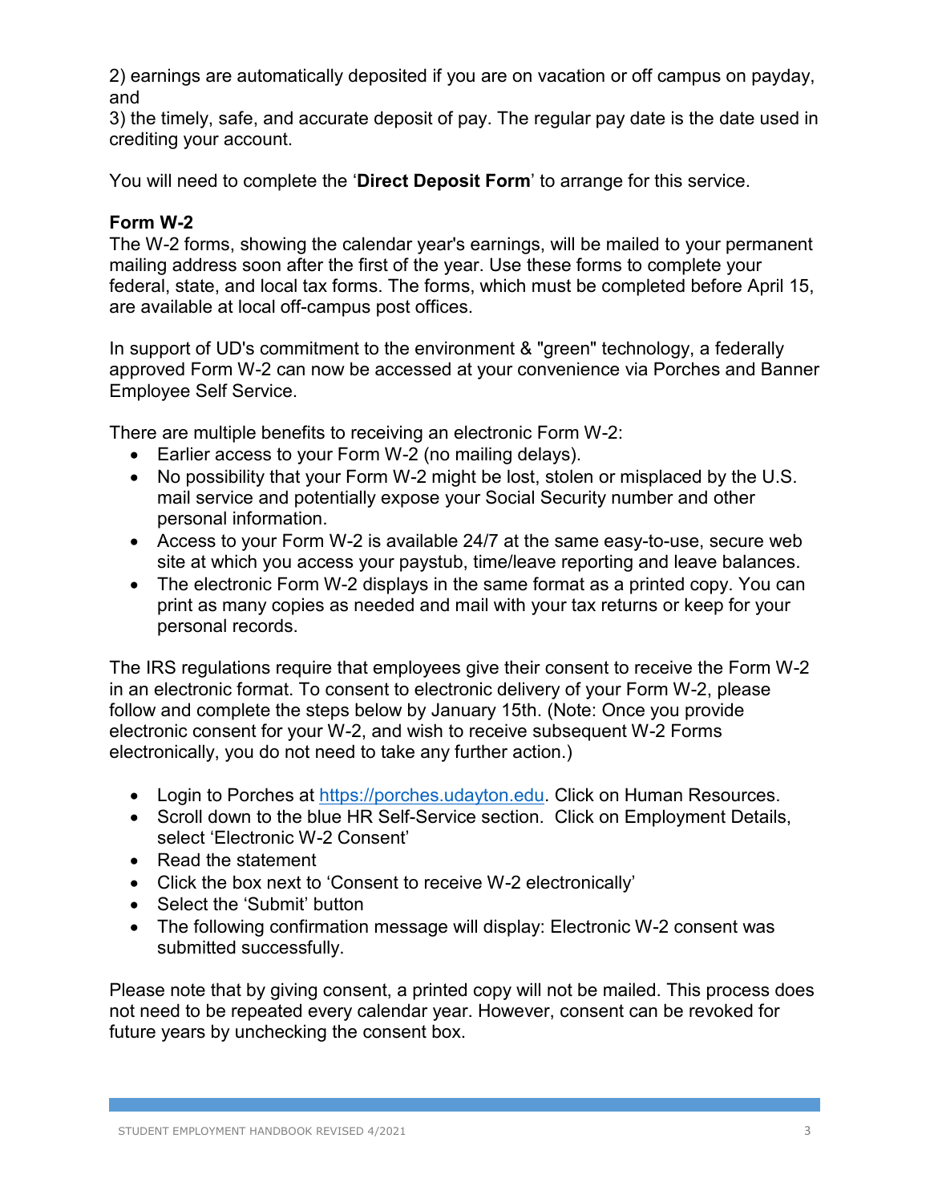2) earnings are automatically deposited if you are on vacation or off campus on payday, and

3) the timely, safe, and accurate deposit of pay. The regular pay date is the date used in crediting your account.

You will need to complete the '**Direct Deposit Form**' to arrange for this service.

### Form W-2

The W-2 forms, showing the calendar year's earnings, will be mailed to your permanent mailing address soon after the first of the year. Use these forms to complete your federal, state, and local tax forms. The forms, which must be completed before April 15, are available at local off-campus post offices.

In support of UD's commitment to the environment & "green" technology, a federally approved Form W-2 can now be accessed at your convenience via Porches and Banner Employee Self Service.

There are multiple benefits to receiving an electronic Form W-2:

- Earlier access to your Form W-2 (no mailing delays).
- No possibility that your Form W-2 might be lost, stolen or misplaced by the U.S. mail service and potentially expose your Social Security number and other personal information.
- Access to your Form W-2 is available 24/7 at the same easy-to-use, secure web site at which you access your paystub, time/leave reporting and leave balances.
- The electronic Form W-2 displays in the same format as a printed copy. You can print as many copies as needed and mail with your tax returns or keep for your personal records.

The IRS regulations require that employees give their consent to receive the Form W-2 in an electronic format. To consent to electronic delivery of your Form W-2, please follow and complete the steps below by January 15th. (Note: Once you provide electronic consent for your W-2, and wish to receive subsequent W-2 Forms electronically, you do not need to take any further action.)

- Login to Porches at [https://porches.udayton.edu](https://porches.udayton.edu). Click on Human Resources.
- Scroll down to the blue HR Self-Service section. Click on Employment Details, select 'Electronic W-2 Consent'
- Read the statement
- Click the box next to 'Consent to receive W-2 electronically'
- Select the 'Submit' button
- The following confirmation message will display: Electronic W-2 consent was submitted successfully.

Please note that by giving consent, a printed copy will not be mailed. This process does not need to be repeated every calendar year. However, consent can be revoked for future years by unchecking the consent box.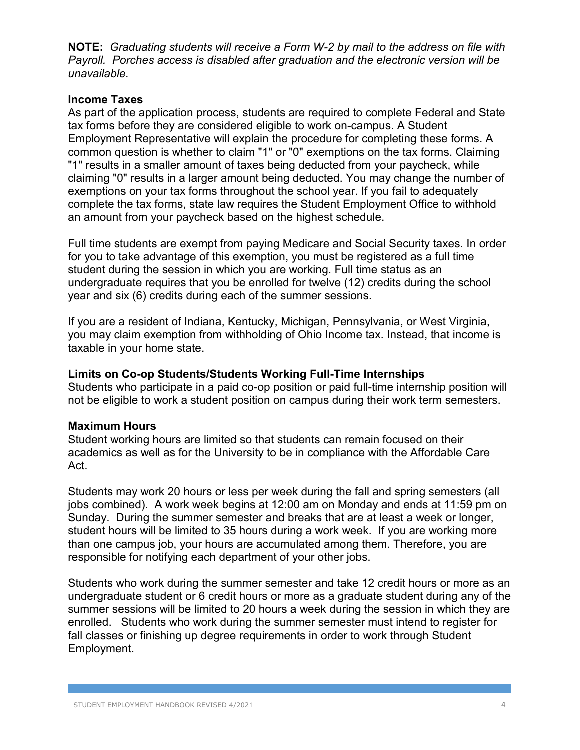**NOTE:** *Graduating students will receive a Form W-2 by mail to the address on file with Payroll. Porches access is disabled after graduation and the electronic version will be unavailable.*

**Income Taxes**

As part of the application process, students are required to complete Federal and State tax forms before they are considered eligible to work on-campus. A Student Employment Representative will explain the procedure for completing these forms. A common question is whether to claim "1" or "0" exemptions on the tax forms. Claiming "1" results in a smaller amount of taxes being deducted from your paycheck, while claiming "0" results in a larger amount being deducted. You may change the number of exemptions on your tax forms throughout the school year. If you fail to adequately complete the tax forms, state law requires the Student Employment Office to withhold an amount from your paycheck based on the highest schedule.

Full time students are exempt from paying Medicare and Social Security taxes. In order for you to take advantage of this exemption, you must be registered as a full time student during the session in which you are working. Full time status as an undergraduate requires that you be enrolled for twelve (12) credits during the school year and six (6) credits during each of the summer sessions.

If you are a resident of Indiana, Kentucky, Michigan, Pennsylvania, or West Virginia, you may claim exemption from withholding of Ohio Income tax. Instead, that income is taxable in your home state.

**Limits on Co-op Students/Students Working Full-Time Internships**

Students who participate in a paid co-op position or paid full-time internship position will not be eligible to work a student position on campus during their work term semesters.

**Maximum Hours**

Student working hours are limited so that students can remain focused on their academics as well as for the University to be in compliance with the Affordable Care Act.

Students may work 20 hours or less per week during the fall and spring semesters (all jobs combined). A work week begins at 12:00 am on Monday and ends at 11:59 pm on Sunday. During the summer semester and breaks that are at least a week or longer, student hours will be limited to 35 hours during a work week. If you are working more than one campus job, your hours are accumulated among them. Therefore, you are responsible for notifying each department of your other jobs.

Students who work during the summer semester and take 12 credit hours or more as an undergraduate student or 6 credit hours or more as a graduate student during any of the summer sessions will be limited to 20 hours a week during the session in which they are enrolled. Students who work during the summer semester must intend to register for fall classes or finishing up degree requirements in order to work through Student Employment.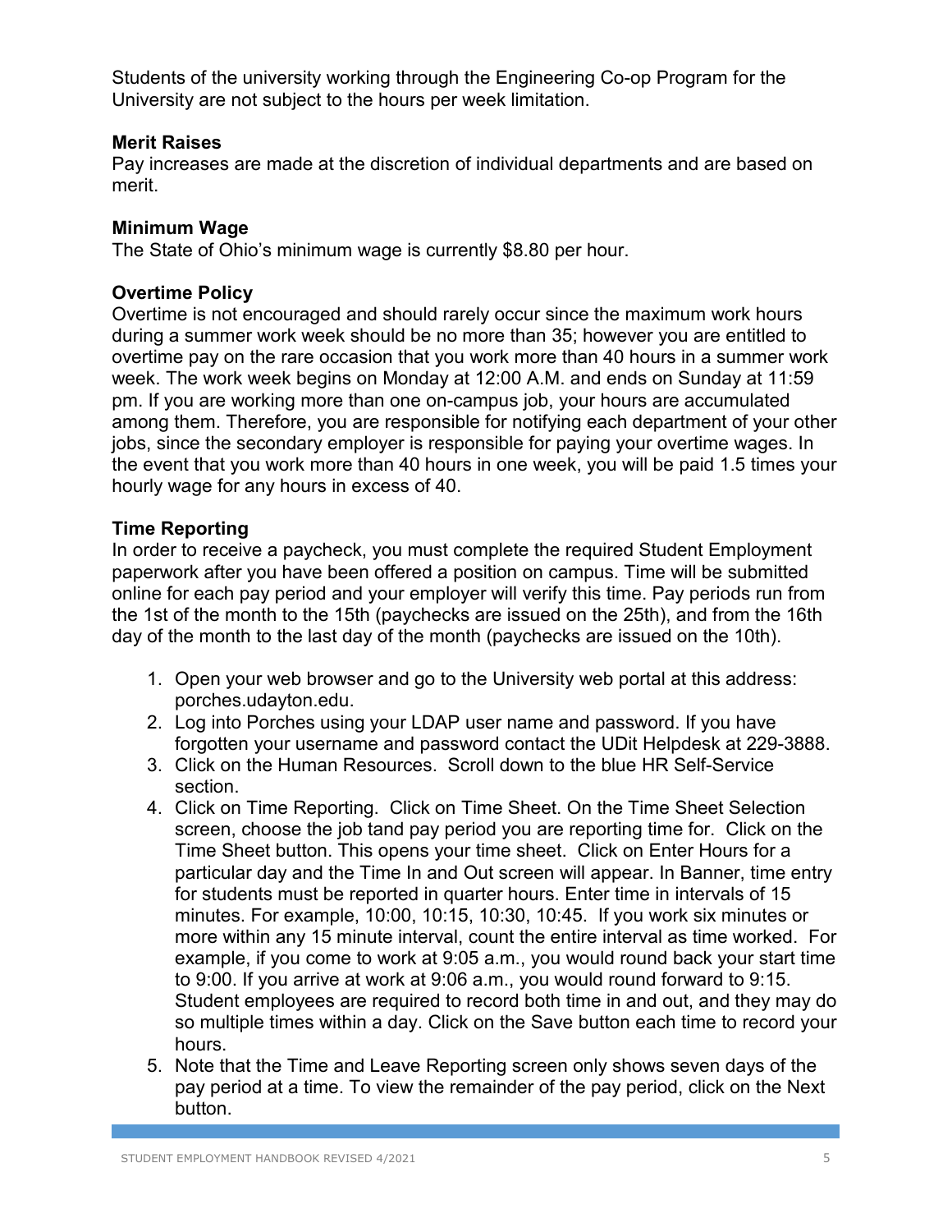Students of the university working through the Engineering Co-op Program for the University are not subject to the hours per week limitation.

**Merit Raises**
Pay increases are made at the discretion of individual departments and are based on merit.

**Minimum Wage**
The State of Ohio's minimum wage is currently $8.80 per hour.

**Overtime Policy**
Overtime is not encouraged and should rarely occur since the maximum work hours during a summer work week should be no more than 35; however you are entitled to overtime pay on the rare occasion that you work more than 40 hours in a summer work week. The work week begins on Monday at 12:00 A.M. and ends on Sunday at 11:59 pm. If you are working more than one on-campus job, your hours are accumulated among them. Therefore, you are responsible for notifying each department of your other jobs, since the secondary employer is responsible for paying your overtime wages. In the event that you work more than 40 hours in one week, you will be paid 1.5 times your hourly wage for any hours in excess of 40.

**Time Reporting**
In order to receive a paycheck, you must complete the required Student Employment paperwork after you have been offered a position on campus. Time will be submitted online for each pay period and your employer will verify this time. Pay periods run from the 1st of the month to the 15th (paychecks are issued on the 25th), and from the 16th day of the month to the last day of the month (paychecks are issued on the 10th).

1. Open your web browser and go to the University web portal at this address: porches.udayton.edu.
2. Log into Porches using your LDAP user name and password. If you have forgotten your username and password contact the UDit Helpdesk at 229-3888.
3. Click on the Human Resources. Scroll down to the blue HR Self-Service section.
4. Click on Time Reporting. Click on Time Sheet. On the Time Sheet Selection screen, choose the job tand pay period you are reporting time for. Click on the Time Sheet button. This opens your time sheet. Click on Enter Hours for a particular day and the Time In and Out screen will appear. In Banner, time entry for students must be reported in quarter hours. Enter time in intervals of 15 minutes. For example, 10:00, 10:15, 10:30, 10:45. If you work six minutes or more within any 15 minute interval, count the entire interval as time worked. For example, if you come to work at 9:05 a.m., you would round back your start time to 9:00. If you arrive at work at 9:06 a.m., you would round forward to 9:15. Student employees are required to record both time in and out, and they may do so multiple times within a day. Click on the Save button each time to record your hours.
5. Note that the Time and Leave Reporting screen only shows seven days of the pay period at a time. To view the remainder of the pay period, click on the Next button.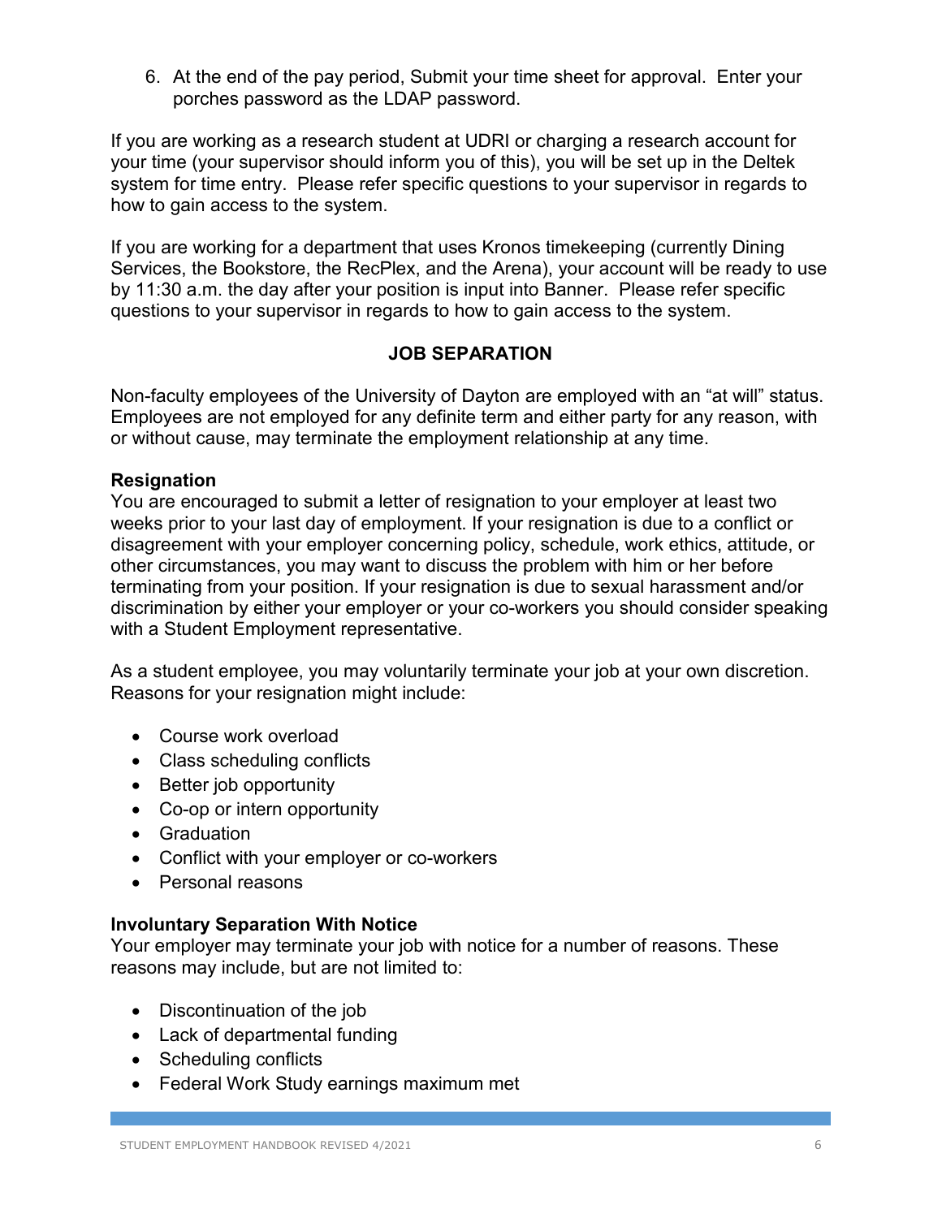6. At the end of the pay period, Submit your time sheet for approval. Enter your porches password as the LDAP password.

If you are working as a research student at UDRI or charging a research account for your time (your supervisor should inform you of this), you will be set up in the Deltek system for time entry. Please refer specific questions to your supervisor in regards to how to gain access to the system.

If you are working for a department that uses Kronos timekeeping (currently Dining Services, the Bookstore, the RecPlex, and the Arena), your account will be ready to use by 11:30 a.m. the day after your position is input into Banner. Please refer specific questions to your supervisor in regards to how to gain access to the system.

## JOB SEPARATION

Non-faculty employees of the University of Dayton are employed with an "at will" status. Employees are not employed for any definite term and either party for any reason, with or without cause, may terminate the employment relationship at any time.

### Resignation

You are encouraged to submit a letter of resignation to your employer at least two weeks prior to your last day of employment. If your resignation is due to a conflict or disagreement with your employer concerning policy, schedule, work ethics, attitude, or other circumstances, you may want to discuss the problem with him or her before terminating from your position. If your resignation is due to sexual harassment and/or discrimination by either your employer or your co-workers you should consider speaking with a Student Employment representative.

As a student employee, you may voluntarily terminate your job at your own discretion. Reasons for your resignation might include:

- Course work overload
- Class scheduling conflicts
- Better job opportunity
- Co-op or intern opportunity
- Graduation
- Conflict with your employer or co-workers
- Personal reasons

### Involuntary Separation With Notice

Your employer may terminate your job with notice for a number of reasons. These reasons may include, but are not limited to:

- Discontinuation of the job
- Lack of departmental funding
- Scheduling conflicts
- Federal Work Study earnings maximum met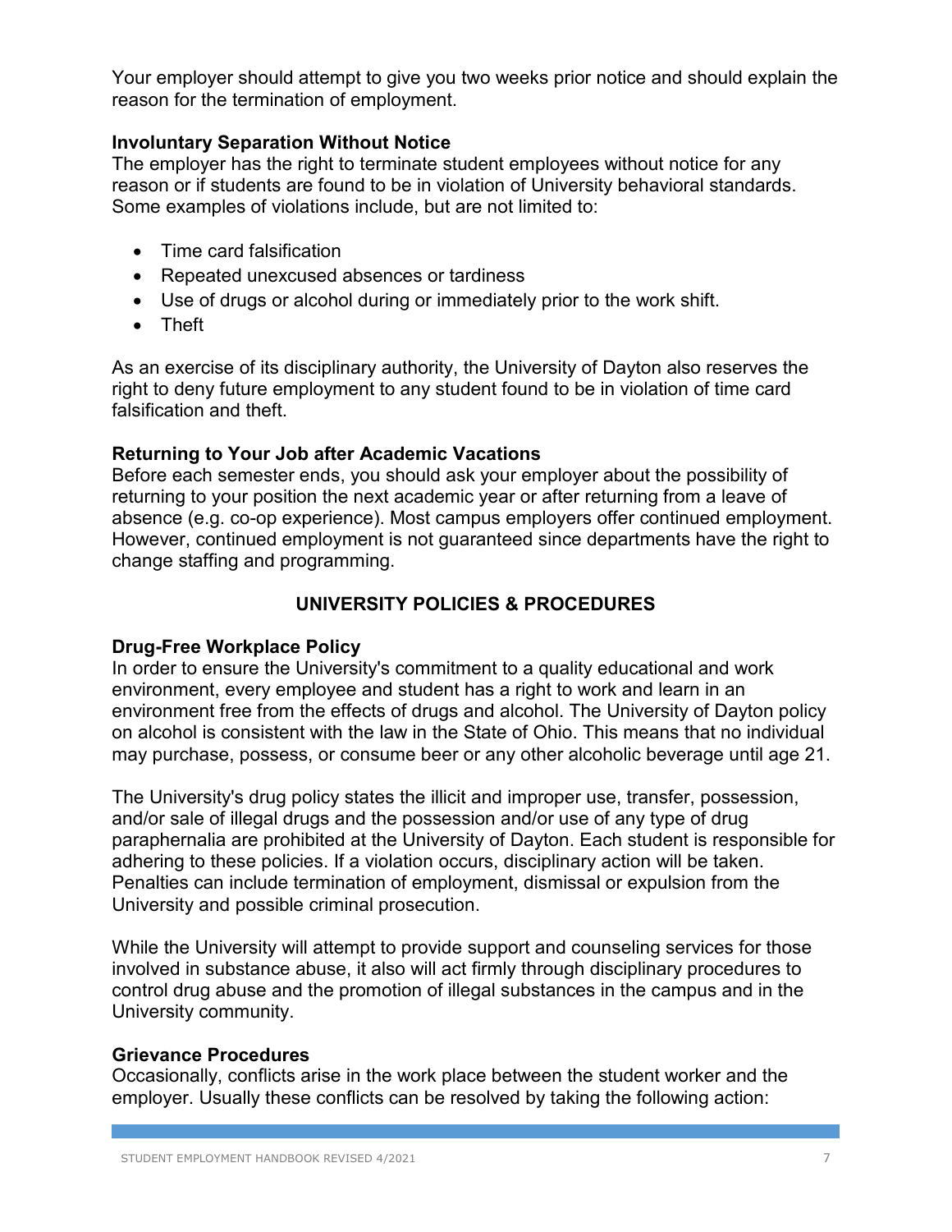Your employer should attempt to give you two weeks prior notice and should explain the reason for the termination of employment.

### Involuntary Separation Without Notice

The employer has the right to terminate student employees without notice for any reason or if students are found to be in violation of University behavioral standards. Some examples of violations include, but are not limited to:

- Time card falsification
- Repeated unexcused absences or tardiness
- Use of drugs or alcohol during or immediately prior to the work shift.
- Theft

As an exercise of its disciplinary authority, the University of Dayton also reserves the right to deny future employment to any student found to be in violation of time card falsification and theft.

### Returning to Your Job after Academic Vacations

Before each semester ends, you should ask your employer about the possibility of returning to your position the next academic year or after returning from a leave of absence (e.g. co-op experience). Most campus employers offer continued employment. However, continued employment is not guaranteed since departments have the right to change staffing and programming.

## UNIVERSITY POLICIES & PROCEDURES

### Drug-Free Workplace Policy

In order to ensure the University's commitment to a quality educational and work environment, every employee and student has a right to work and learn in an environment free from the effects of drugs and alcohol. The University of Dayton policy on alcohol is consistent with the law in the State of Ohio. This means that no individual may purchase, possess, or consume beer or any other alcoholic beverage until age 21.

The University's drug policy states the illicit and improper use, transfer, possession, and/or sale of illegal drugs and the possession and/or use of any type of drug paraphernalia are prohibited at the University of Dayton. Each student is responsible for adhering to these policies. If a violation occurs, disciplinary action will be taken. Penalties can include termination of employment, dismissal or expulsion from the University and possible criminal prosecution.

While the University will attempt to provide support and counseling services for those involved in substance abuse, it also will act firmly through disciplinary procedures to control drug abuse and the promotion of illegal substances in the campus and in the University community.

### Grievance Procedures

Occasionally, conflicts arise in the work place between the student worker and the employer. Usually these conflicts can be resolved by taking the following action: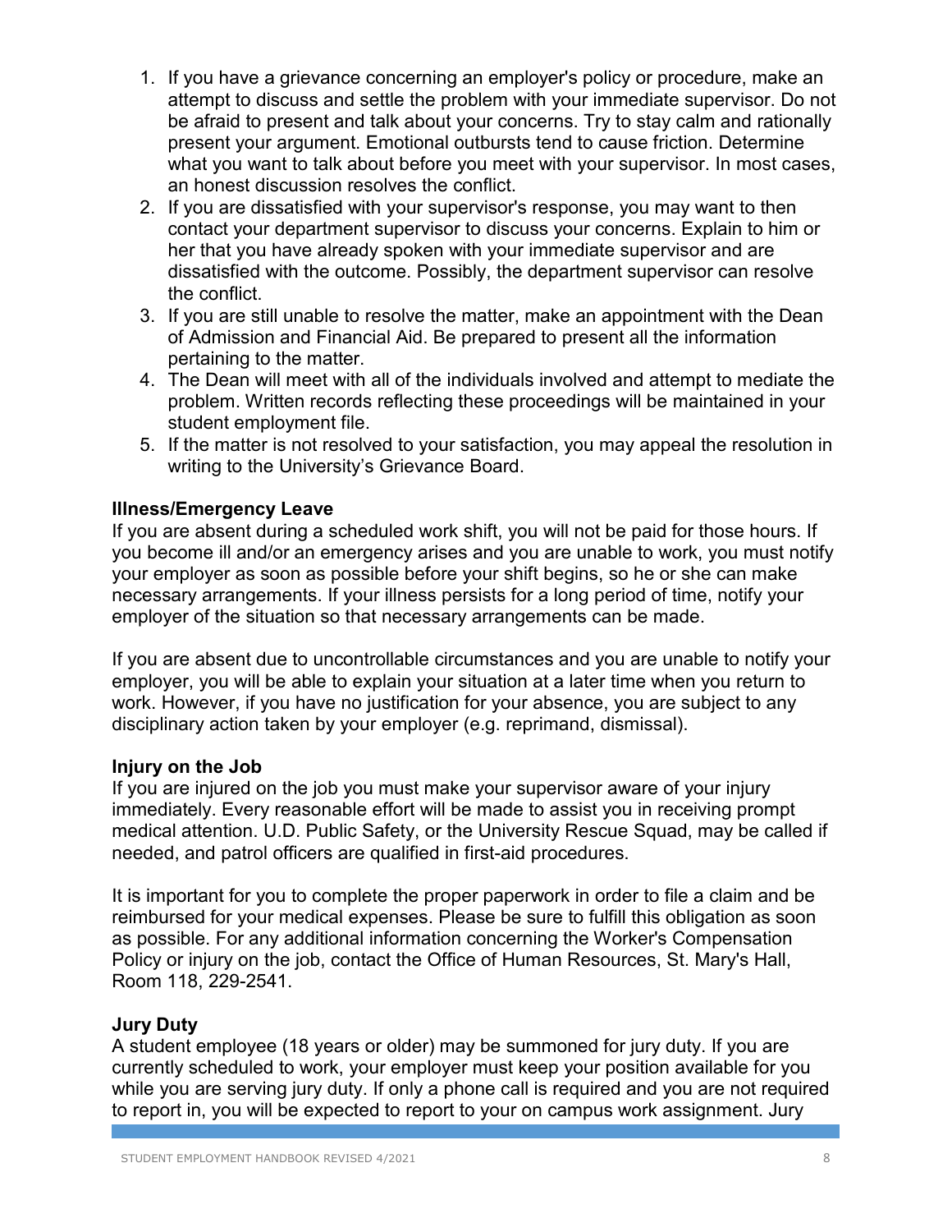1. If you have a grievance concerning an employer's policy or procedure, make an attempt to discuss and settle the problem with your immediate supervisor. Do not be afraid to present and talk about your concerns. Try to stay calm and rationally present your argument. Emotional outbursts tend to cause friction. Determine what you want to talk about before you meet with your supervisor. In most cases, an honest discussion resolves the conflict.
2. If you are dissatisfied with your supervisor's response, you may want to then contact your department supervisor to discuss your concerns. Explain to him or her that you have already spoken with your immediate supervisor and are dissatisfied with the outcome. Possibly, the department supervisor can resolve the conflict.
3. If you are still unable to resolve the matter, make an appointment with the Dean of Admission and Financial Aid. Be prepared to present all the information pertaining to the matter.
4. The Dean will meet with all of the individuals involved and attempt to mediate the problem. Written records reflecting these proceedings will be maintained in your student employment file.
5. If the matter is not resolved to your satisfaction, you may appeal the resolution in writing to the University's Grievance Board.

### Illness/Emergency Leave

If you are absent during a scheduled work shift, you will not be paid for those hours. If you become ill and/or an emergency arises and you are unable to work, you must notify your employer as soon as possible before your shift begins, so he or she can make necessary arrangements. If your illness persists for a long period of time, notify your employer of the situation so that necessary arrangements can be made.

If you are absent due to uncontrollable circumstances and you are unable to notify your employer, you will be able to explain your situation at a later time when you return to work. However, if you have no justification for your absence, you are subject to any disciplinary action taken by your employer (e.g. reprimand, dismissal).

### Injury on the Job

If you are injured on the job you must make your supervisor aware of your injury immediately. Every reasonable effort will be made to assist you in receiving prompt medical attention. U.D. Public Safety, or the University Rescue Squad, may be called if needed, and patrol officers are qualified in first-aid procedures.

It is important for you to complete the proper paperwork in order to file a claim and be reimbursed for your medical expenses. Please be sure to fulfill this obligation as soon as possible. For any additional information concerning the Worker's Compensation Policy or injury on the job, contact the Office of Human Resources, St. Mary's Hall, Room 118, 229-2541.

### Jury Duty

A student employee (18 years or older) may be summoned for jury duty. If you are currently scheduled to work, your employer must keep your position available for you while you are serving jury duty. If only a phone call is required and you are not required to report in, you will be expected to report to your on campus work assignment. Jury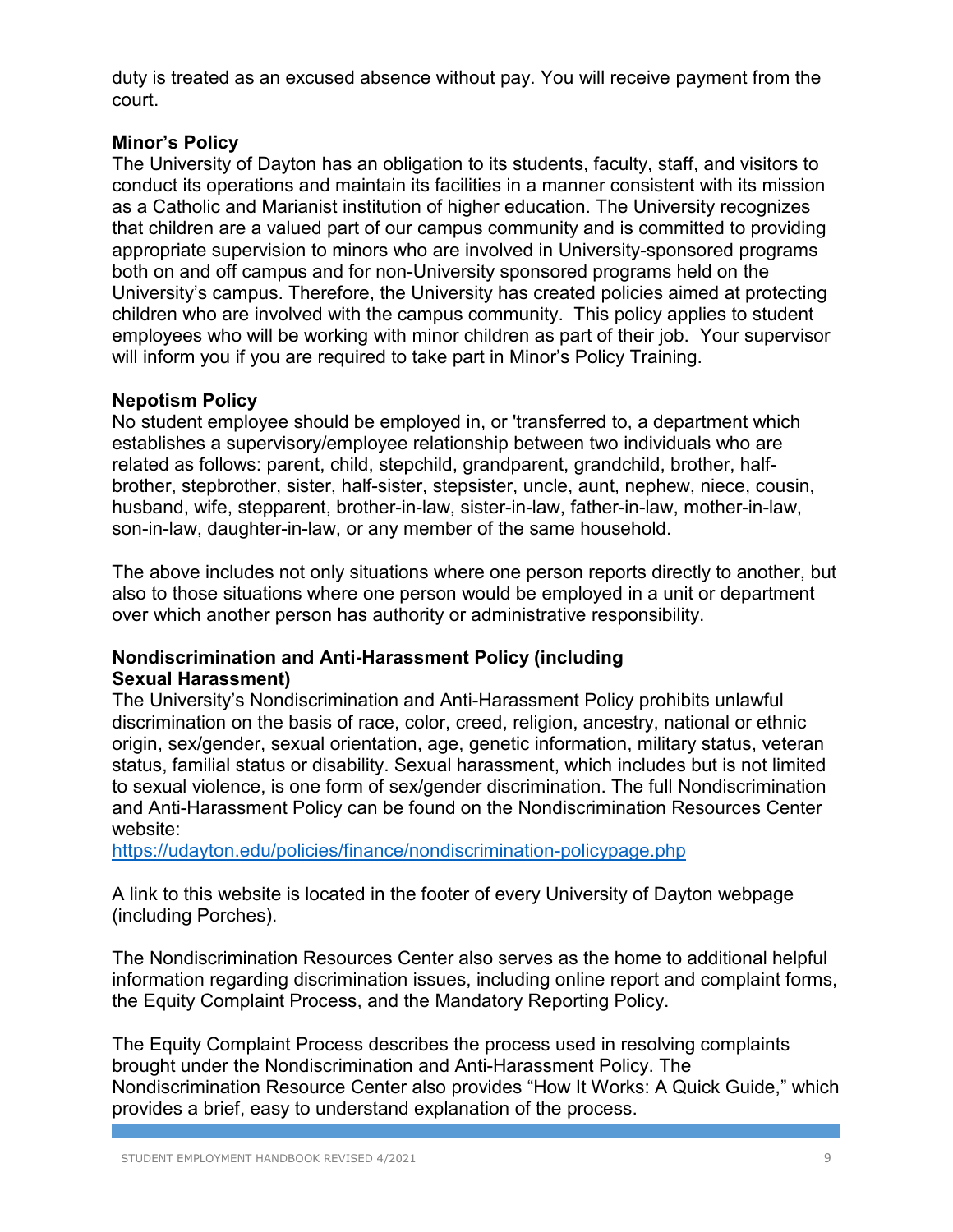duty is treated as an excused absence without pay. You will receive payment from the court.

**Minor's Policy**

The University of Dayton has an obligation to its students, faculty, staff, and visitors to conduct its operations and maintain its facilities in a manner consistent with its mission as a Catholic and Marianist institution of higher education. The University recognizes that children are a valued part of our campus community and is committed to providing appropriate supervision to minors who are involved in University-sponsored programs both on and off campus and for non-University sponsored programs held on the University's campus. Therefore, the University has created policies aimed at protecting children who are involved with the campus community. This policy applies to student employees who will be working with minor children as part of their job. Your supervisor will inform you if you are required to take part in Minor's Policy Training.

**Nepotism Policy**

No student employee should be employed in, or 'transferred to, a department which establishes a supervisory/employee relationship between two individuals who are related as follows: parent, child, stepchild, grandparent, grandchild, brother, half-brother, stepbrother, sister, half-sister, stepsister, uncle, aunt, nephew, niece, cousin, husband, wife, stepparent, brother-in-law, sister-in-law, father-in-law, mother-in-law, son-in-law, daughter-in-law, or any member of the same household.

The above includes not only situations where one person reports directly to another, but also to those situations where one person would be employed in a unit or department over which another person has authority or administrative responsibility.

**Nondiscrimination and Anti-Harassment Policy (including Sexual Harassment)**

The University's Nondiscrimination and Anti-Harassment Policy prohibits unlawful discrimination on the basis of race, color, creed, religion, ancestry, national or ethnic origin, sex/gender, sexual orientation, age, genetic information, military status, veteran status, familial status or disability. Sexual harassment, which includes but is not limited to sexual violence, is one form of sex/gender discrimination. The full Nondiscrimination and Anti-Harassment Policy can be found on the Nondiscrimination Resources Center website:
https://udayton.edu/policies/finance/nondiscrimination-policypage.php

A link to this website is located in the footer of every University of Dayton webpage (including Porches).

The Nondiscrimination Resources Center also serves as the home to additional helpful information regarding discrimination issues, including online report and complaint forms, the Equity Complaint Process, and the Mandatory Reporting Policy.

The Equity Complaint Process describes the process used in resolving complaints brought under the Nondiscrimination and Anti-Harassment Policy. The Nondiscrimination Resource Center also provides "How It Works: A Quick Guide," which provides a brief, easy to understand explanation of the process.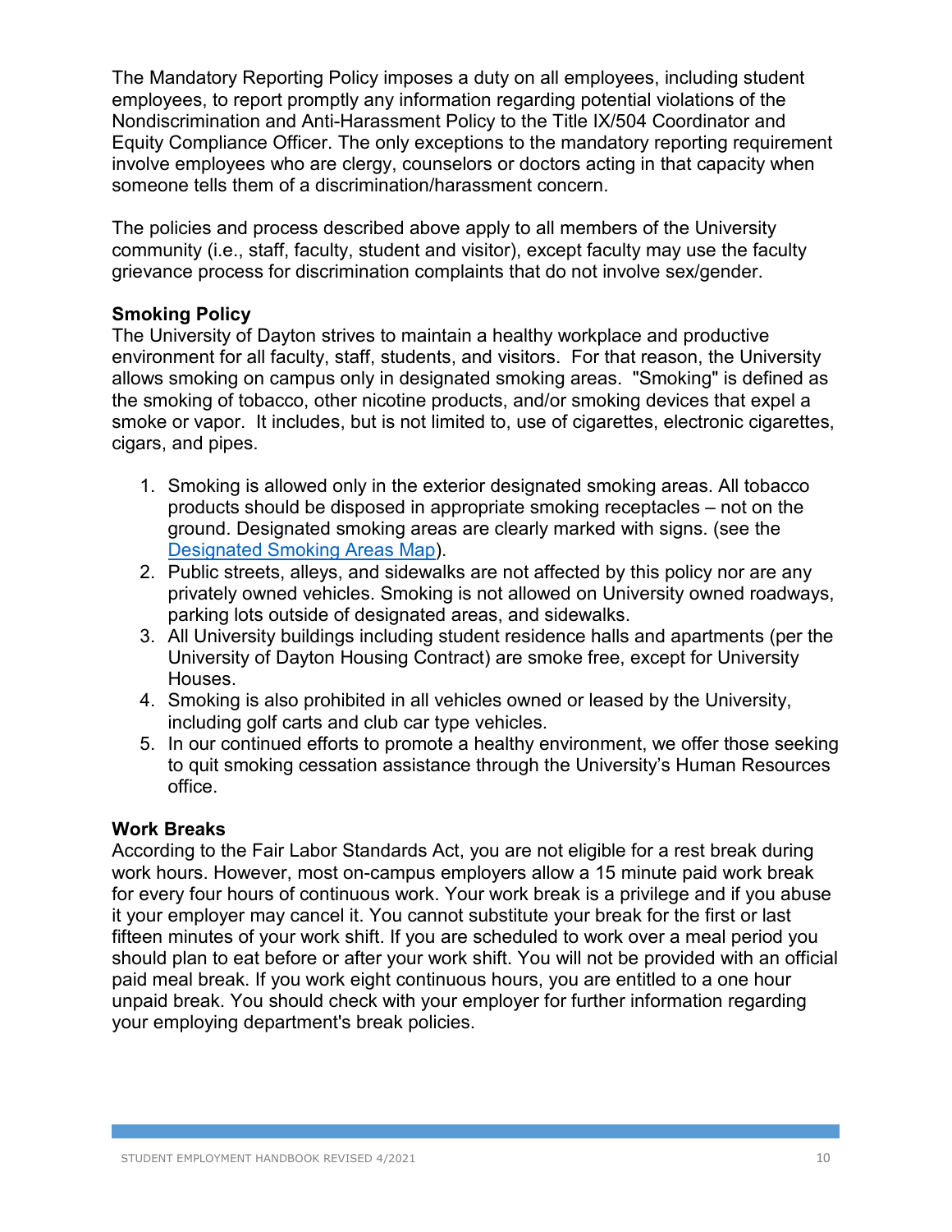The Mandatory Reporting Policy imposes a duty on all employees, including student employees, to report promptly any information regarding potential violations of the Nondiscrimination and Anti-Harassment Policy to the Title IX/504 Coordinator and Equity Compliance Officer. The only exceptions to the mandatory reporting requirement involve employees who are clergy, counselors or doctors acting in that capacity when someone tells them of a discrimination/harassment concern.

The policies and process described above apply to all members of the University community (i.e., staff, faculty, student and visitor), except faculty may use the faculty grievance process for discrimination complaints that do not involve sex/gender.

**Smoking Policy**

The University of Dayton strives to maintain a healthy workplace and productive environment for all faculty, staff, students, and visitors. For that reason, the University allows smoking on campus only in designated smoking areas. "Smoking" is defined as the smoking of tobacco, other nicotine products, and/or smoking devices that expel a smoke or vapor. It includes, but is not limited to, use of cigarettes, electronic cigarettes, cigars, and pipes.

1. Smoking is allowed only in the exterior designated smoking areas. All tobacco products should be disposed in appropriate smoking receptacles – not on the ground. Designated smoking areas are clearly marked with signs. (see the [Designated Smoking Areas Map]).
2. Public streets, alleys, and sidewalks are not affected by this policy nor are any privately owned vehicles. Smoking is not allowed on University owned roadways, parking lots outside of designated areas, and sidewalks.
3. All University buildings including student residence halls and apartments (per the University of Dayton Housing Contract) are smoke free, except for University Houses.
4. Smoking is also prohibited in all vehicles owned or leased by the University, including golf carts and club car type vehicles.
5. In our continued efforts to promote a healthy environment, we offer those seeking to quit smoking cessation assistance through the University's Human Resources office.

**Work Breaks**

According to the Fair Labor Standards Act, you are not eligible for a rest break during work hours. However, most on-campus employers allow a 15 minute paid work break for every four hours of continuous work. Your work break is a privilege and if you abuse it your employer may cancel it. You cannot substitute your break for the first or last fifteen minutes of your work shift. If you are scheduled to work over a meal period you should plan to eat before or after your work shift. You will not be provided with an official paid meal break. If you work eight continuous hours, you are entitled to a one hour unpaid break. You should check with your employer for further information regarding your employing department's break policies.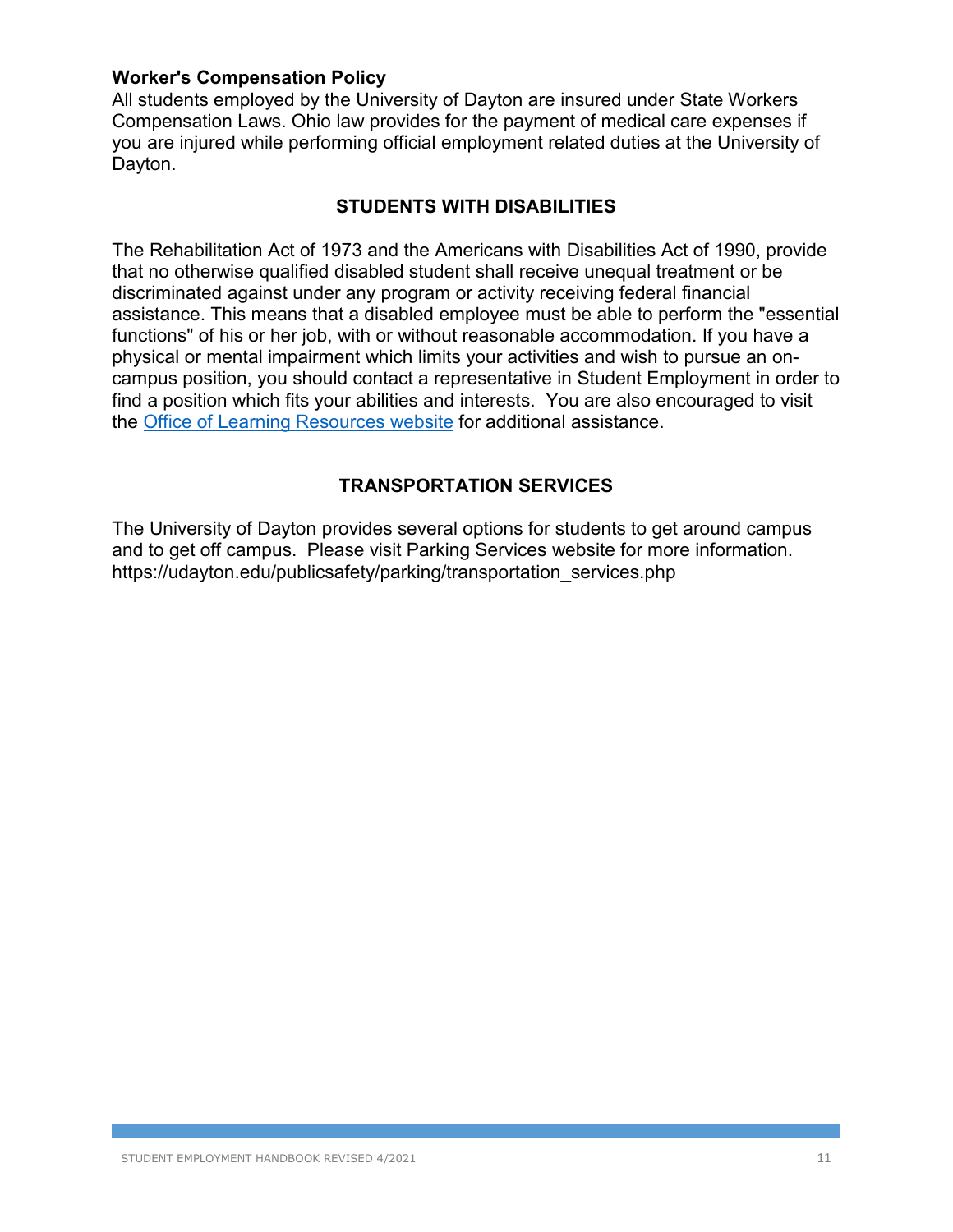**Worker's Compensation Policy**
All students employed by the University of Dayton are insured under State Workers Compensation Laws. Ohio law provides for the payment of medical care expenses if you are injured while performing official employment related duties at the University of Dayton.

## STUDENTS WITH DISABILITIES

The Rehabilitation Act of 1973 and the Americans with Disabilities Act of 1990, provide that no otherwise qualified disabled student shall receive unequal treatment or be discriminated against under any program or activity receiving federal financial assistance. This means that a disabled employee must be able to perform the "essential functions" of his or her job, with or without reasonable accommodation. If you have a physical or mental impairment which limits your activities and wish to pursue an on-campus position, you should contact a representative in Student Employment in order to find a position which fits your abilities and interests. You are also encouraged to visit the Office of Learning Resources website for additional assistance.

## TRANSPORTATION SERVICES

The University of Dayton provides several options for students to get around campus and to get off campus. Please visit Parking Services website for more information. https://udayton.edu/publicsafety/parking/transportation_services.php